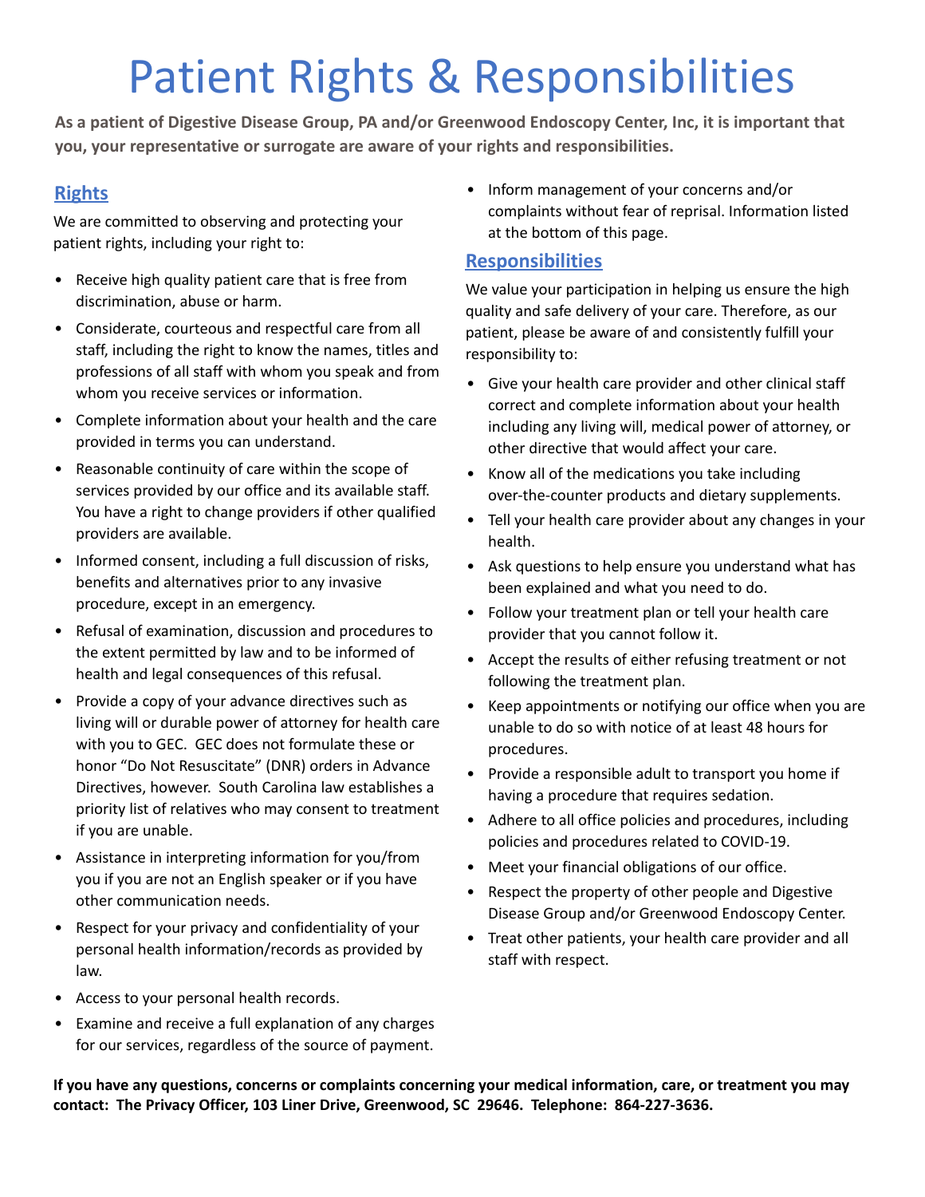# Patient Rights & Responsibilities

**As a patient of Digestive Disease Group, PA and/or Greenwood Endoscopy Center, Inc, it is important that you, your representative or surrogate are aware of your rights and responsibilities.**

## Rights

We are committed to observing and protecting your patient rights, including your right to:

- Receive high quality patient care that is free from discrimination, abuse or harm.
- Considerate, courteous and respectful care from all staff, including the right to know the names, titles and professions of all staff with whom you speak and from whom you receive services or information.
- Complete information about your health and the care provided in terms you can understand.
- Reasonable continuity of care within the scope of services provided by our office and its available staff. You have a right to change providers if other qualified providers are available.
- Informed consent, including a full discussion of risks, benefits and alternatives prior to any invasive procedure, except in an emergency.
- Refusal of examination, discussion and procedures to the extent permitted by law and to be informed of health and legal consequences of this refusal.
- Provide a copy of your advance directives such as living will or durable power of attorney for health care with you to GEC. GEC does not formulate these or honor "Do Not Resuscitate" (DNR) orders in Advance Directives, however. South Carolina law establishes a priority list of relatives who may consent to treatment if you are unable.
- Assistance in interpreting information for you/from you if you are not an English speaker or if you have other communication needs.
- Respect for your privacy and confidentiality of your personal health information/records as provided by law.
- Access to your personal health records.
- Examine and receive a full explanation of any charges for our services, regardless of the source of payment.
- Inform management of your concerns and/or complaints without fear of reprisal. Information listed at the bottom of this page.

## Responsibilities

We value your participation in helping us ensure the high quality and safe delivery of your care. Therefore, as our patient, please be aware of and consistently fulfill your responsibility to:

- Give your health care provider and other clinical staff correct and complete information about your health including any living will, medical power of attorney, or other directive that would affect your care.
- Know all of the medications you take including over-the-counter products and dietary supplements.
- Tell your health care provider about any changes in your health.
- Ask questions to help ensure you understand what has been explained and what you need to do.
- Follow your treatment plan or tell your health care provider that you cannot follow it.
- Accept the results of either refusing treatment or not following the treatment plan.
- Keep appointments or notifying our office when you are unable to do so with notice of at least 48 hours for procedures.
- Provide a responsible adult to transport you home if having a procedure that requires sedation.
- Adhere to all office policies and procedures, including policies and procedures related to COVID-19.
- Meet your financial obligations of our office.
- Respect the property of other people and Digestive Disease Group and/or Greenwood Endoscopy Center.
- Treat other patients, your health care provider and all staff with respect.

**If you have any questions, concerns or complaints concerning your medical information, care, or treatment you may contact: The Privacy Officer, 103 Liner Drive, Greenwood, SC 29646. Telephone: 864-227-3636.**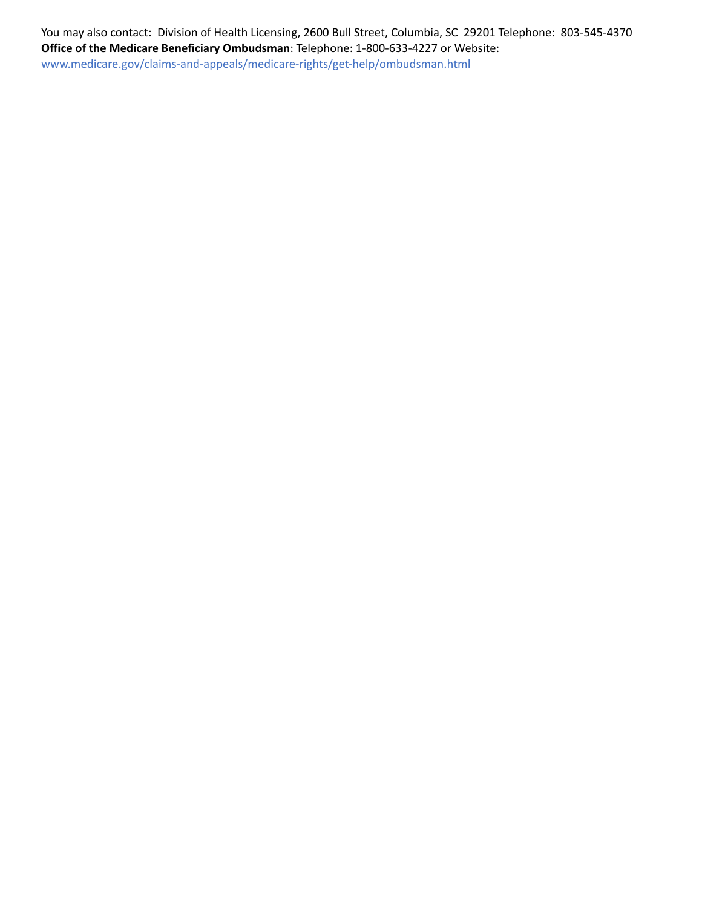You may also contact: Division of Health Licensing, 2600 Bull Street, Columbia, SC 29201 Telephone: 803-545-4370
**Office of the Medicare Beneficiary Ombudsman**: Telephone: 1-800-633-4227 or Website:
www.medicare.gov/claims-and-appeals/medicare-rights/get-help/ombudsman.html